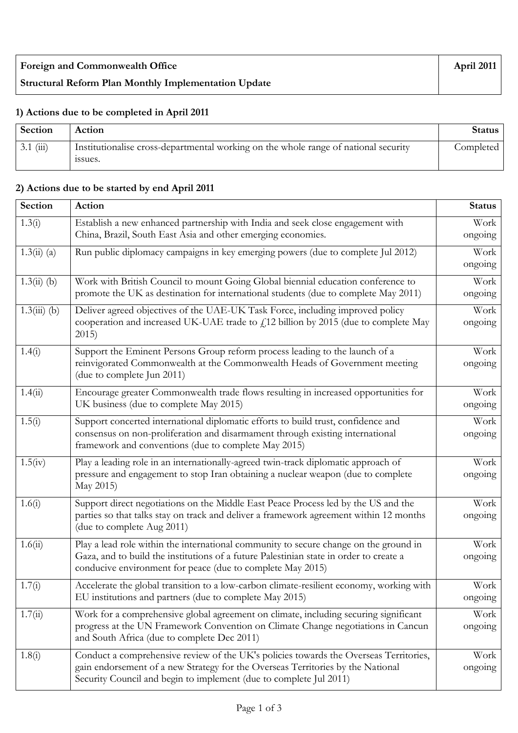| **Foreign and Commonwealth Office**<br>**Structural Reform Plan Monthly Implementation Update** | **April 2011** |
|---|---|

### 1) Actions due to be completed in April 2011

| Section | Action | Status |
|---|---|---|
| 3.1 (iii) | Institutionalise cross-departmental working on the whole range of national security issues. | Completed |

### 2) Actions due to be started by end April 2011

| Section | Action | Status |
|---|---|---|
| 1.3(i) | Establish a new enhanced partnership with India and seek close engagement with China, Brazil, South East Asia and other emerging economies. | Work ongoing |
| 1.3(ii) (a) | Run public diplomacy campaigns in key emerging powers (due to complete Jul 2012) | Work ongoing |
| 1.3(ii) (b) | Work with British Council to mount Going Global biennial education conference to promote the UK as destination for international students (due to complete May 2011) | Work ongoing |
| 1.3(iii) (b) | Deliver agreed objectives of the UAE-UK Task Force, including improved policy cooperation and increased UK-UAE trade to £12 billion by 2015 (due to complete May 2015) | Work ongoing |
| 1.4(i) | Support the Eminent Persons Group reform process leading to the launch of a reinvigorated Commonwealth at the Commonwealth Heads of Government meeting (due to complete Jun 2011) | Work ongoing |
| 1.4(ii) | Encourage greater Commonwealth trade flows resulting in increased opportunities for UK business (due to complete May 2015) | Work ongoing |
| 1.5(i) | Support concerted international diplomatic efforts to build trust, confidence and consensus on non-proliferation and disarmament through existing international framework and conventions (due to complete May 2015) | Work ongoing |
| 1.5(iv) | Play a leading role in an internationally-agreed twin-track diplomatic approach of pressure and engagement to stop Iran obtaining a nuclear weapon (due to complete May 2015) | Work ongoing |
| 1.6(i) | Support direct negotiations on the Middle East Peace Process led by the US and the parties so that talks stay on track and deliver a framework agreement within 12 months (due to complete Aug 2011) | Work ongoing |
| 1.6(ii) | Play a lead role within the international community to secure change on the ground in Gaza, and to build the institutions of a future Palestinian state in order to create a conducive environment for peace (due to complete May 2015) | Work ongoing |
| 1.7(i) | Accelerate the global transition to a low-carbon climate-resilient economy, working with EU institutions and partners (due to complete May 2015) | Work ongoing |
| 1.7(ii) | Work for a comprehensive global agreement on climate, including securing significant progress at the UN Framework Convention on Climate Change negotiations in Cancun and South Africa (due to complete Dec 2011) | Work ongoing |
| 1.8(i) | Conduct a comprehensive review of the UK's policies towards the Overseas Territories, gain endorsement of a new Strategy for the Overseas Territories by the National Security Council and begin to implement (due to complete Jul 2011) | Work ongoing |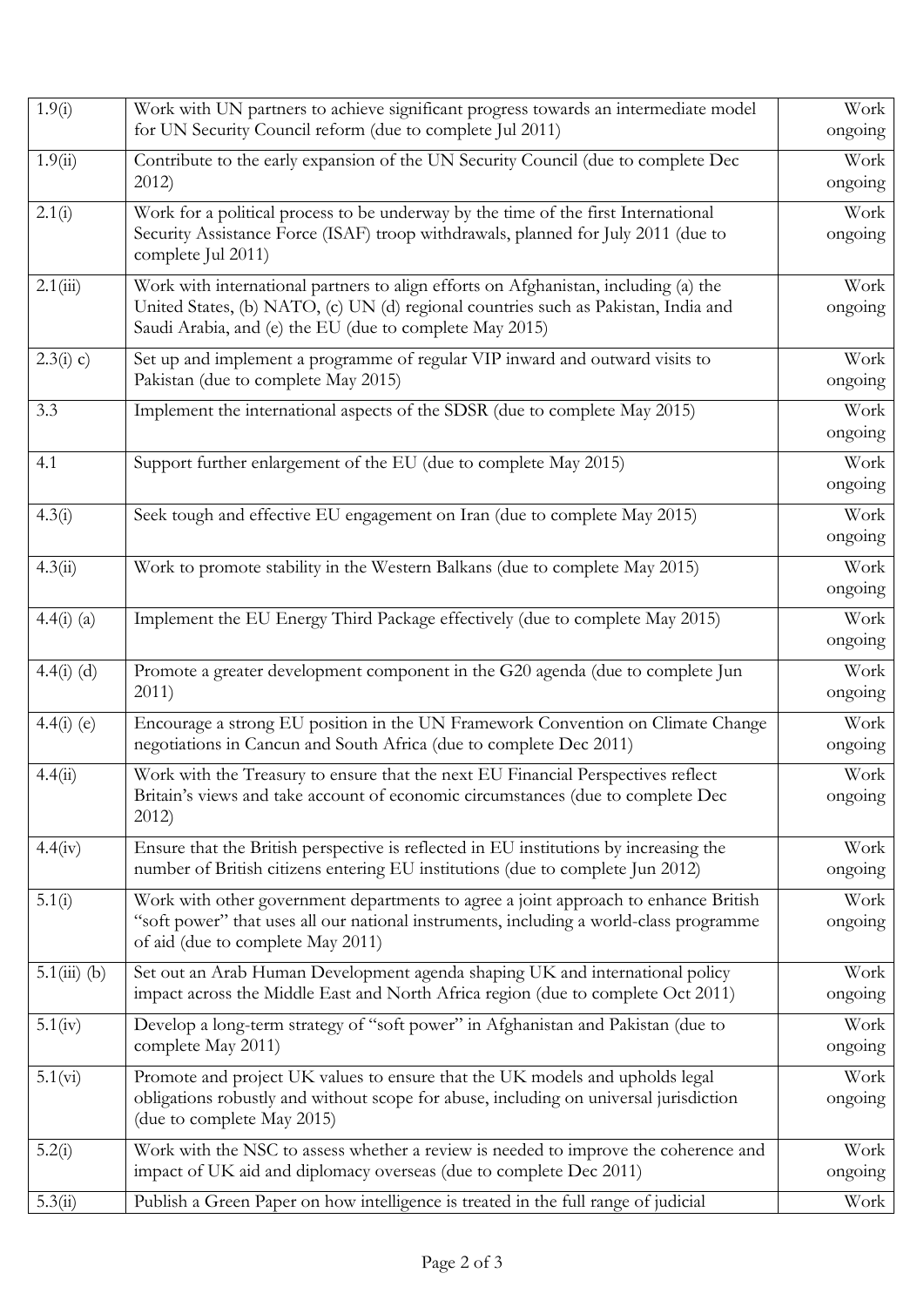| | | |
|---|---|---|
| 1.9(i) | Work with UN partners to achieve significant progress towards an intermediate model for UN Security Council reform (due to complete Jul 2011) | Work ongoing |
| 1.9(ii) | Contribute to the early expansion of the UN Security Council (due to complete Dec 2012) | Work ongoing |
| 2.1(i) | Work for a political process to be underway by the time of the first International Security Assistance Force (ISAF) troop withdrawals, planned for July 2011 (due to complete Jul 2011) | Work ongoing |
| 2.1(iii) | Work with international partners to align efforts on Afghanistan, including (a) the United States, (b) NATO, (c) UN (d) regional countries such as Pakistan, India and Saudi Arabia, and (e) the EU (due to complete May 2015) | Work ongoing |
| 2.3(i) c) | Set up and implement a programme of regular VIP inward and outward visits to Pakistan (due to complete May 2015) | Work ongoing |
| 3.3 | Implement the international aspects of the SDSR (due to complete May 2015) | Work ongoing |
| 4.1 | Support further enlargement of the EU (due to complete May 2015) | Work ongoing |
| 4.3(i) | Seek tough and effective EU engagement on Iran (due to complete May 2015) | Work ongoing |
| 4.3(ii) | Work to promote stability in the Western Balkans (due to complete May 2015) | Work ongoing |
| 4.4(i) (a) | Implement the EU Energy Third Package effectively (due to complete May 2015) | Work ongoing |
| 4.4(i) (d) | Promote a greater development component in the G20 agenda (due to complete Jun 2011) | Work ongoing |
| 4.4(i) (e) | Encourage a strong EU position in the UN Framework Convention on Climate Change negotiations in Cancun and South Africa (due to complete Dec 2011) | Work ongoing |
| 4.4(ii) | Work with the Treasury to ensure that the next EU Financial Perspectives reflect Britain's views and take account of economic circumstances (due to complete Dec 2012) | Work ongoing |
| 4.4(iv) | Ensure that the British perspective is reflected in EU institutions by increasing the number of British citizens entering EU institutions (due to complete Jun 2012) | Work ongoing |
| 5.1(i) | Work with other government departments to agree a joint approach to enhance British "soft power" that uses all our national instruments, including a world-class programme of aid (due to complete May 2011) | Work ongoing |
| 5.1(iii) (b) | Set out an Arab Human Development agenda shaping UK and international policy impact across the Middle East and North Africa region (due to complete Oct 2011) | Work ongoing |
| 5.1(iv) | Develop a long-term strategy of "soft power" in Afghanistan and Pakistan (due to complete May 2011) | Work ongoing |
| 5.1(vi) | Promote and project UK values to ensure that the UK models and upholds legal obligations robustly and without scope for abuse, including on universal jurisdiction (due to complete May 2015) | Work ongoing |
| 5.2(i) | Work with the NSC to assess whether a review is needed to improve the coherence and impact of UK aid and diplomacy overseas (due to complete Dec 2011) | Work ongoing |
| 5.3(ii) | Publish a Green Paper on how intelligence is treated in the full range of judicial | Work |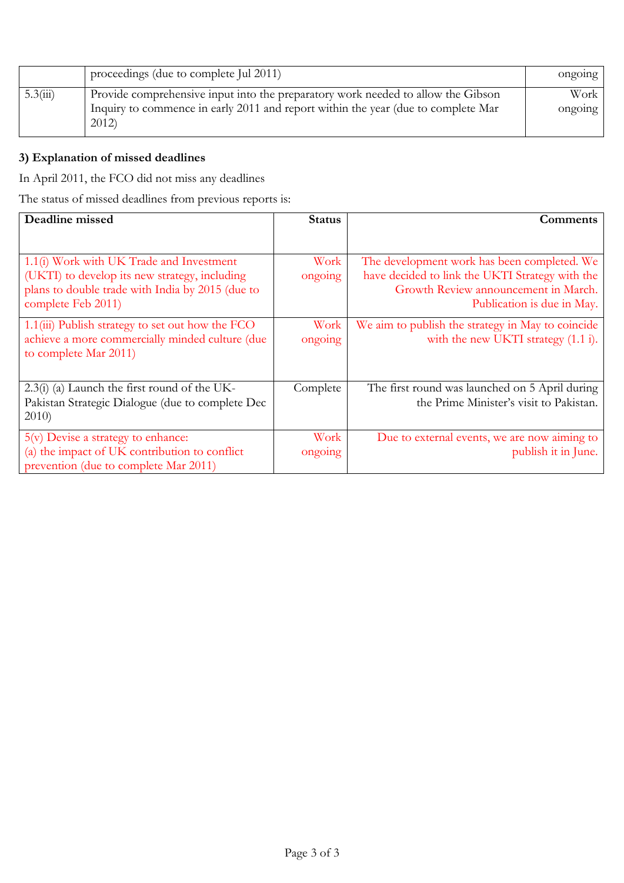| | | |
|---|---|---|
| | proceedings (due to complete Jul 2011) | ongoing |
| 5.3(iii) | Provide comprehensive input into the preparatory work needed to allow the Gibson Inquiry to commence in early 2011 and report within the year (due to complete Mar 2012) | Work ongoing |

### 3) Explanation of missed deadlines

In April 2011, the FCO did not miss any deadlines

The status of missed deadlines from previous reports is:

| Deadline missed | Status | Comments |
|---|---|---|
| 1.1(i) Work with UK Trade and Investment (UKTI) to develop its new strategy, including plans to double trade with India by 2015 (due to complete Feb 2011) | Work ongoing | The development work has been completed. We have decided to link the UKTI Strategy with the Growth Review announcement in March. Publication is due in May. |
| 1.1(iii) Publish strategy to set out how the FCO achieve a more commercially minded culture (due to complete Mar 2011) | Work ongoing | We aim to publish the strategy in May to coincide with the new UKTI strategy (1.1 i). |
| 2.3(i) (a) Launch the first round of the UK-Pakistan Strategic Dialogue (due to complete Dec 2010) | Complete | The first round was launched on 5 April during the Prime Minister's visit to Pakistan. |
| 5(v) Devise a strategy to enhance:<br>(a) the impact of UK contribution to conflict prevention (due to complete Mar 2011) | Work ongoing | Due to external events, we are now aiming to publish it in June. |